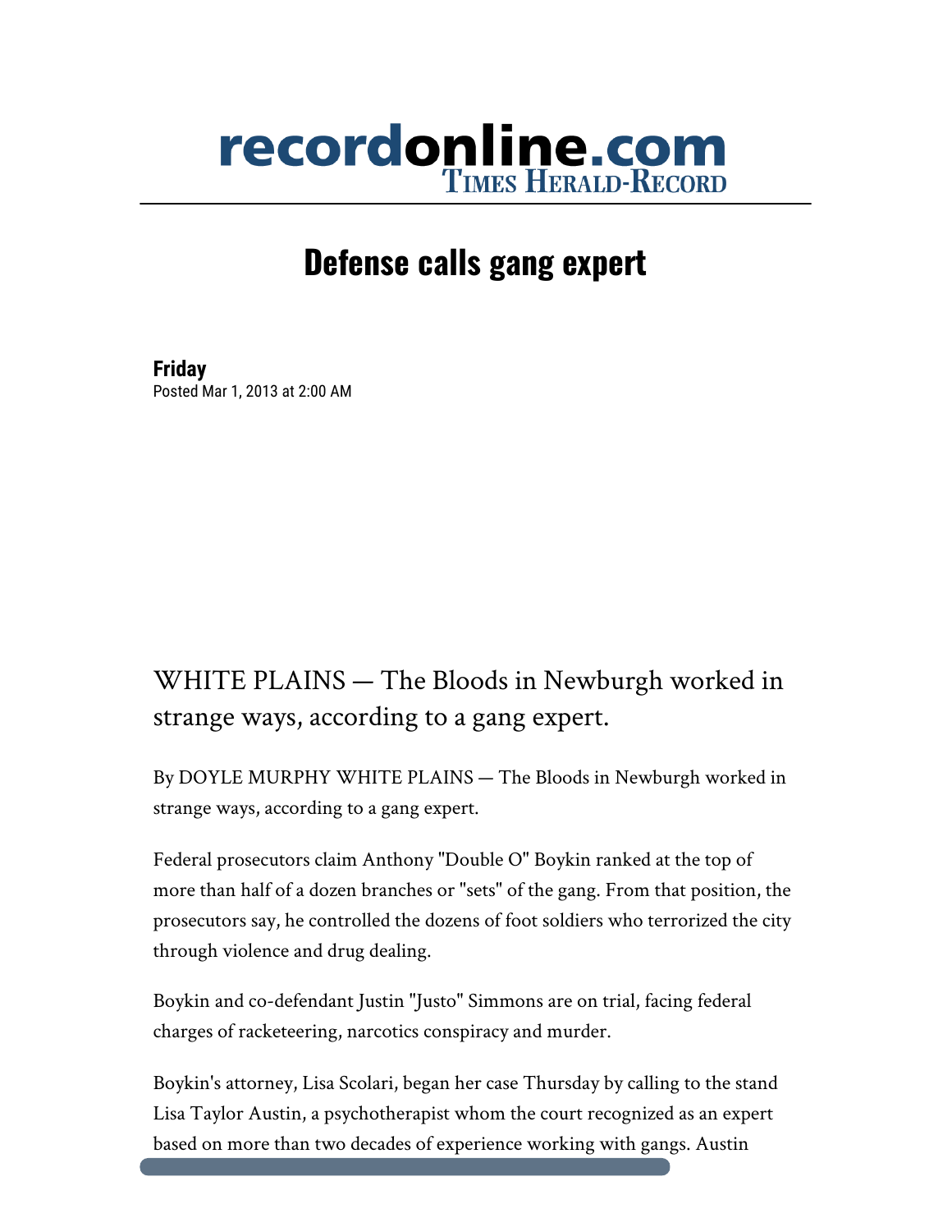# Defense calls gang expert

**Friday**
Posted Mar 1, 2013 at 2:00 AM

WHITE PLAINS — The Bloods in Newburgh worked in strange ways, according to a gang expert.

By DOYLE MURPHY WHITE PLAINS — The Bloods in Newburgh worked in strange ways, according to a gang expert.

Federal prosecutors claim Anthony "Double O" Boykin ranked at the top of more than half of a dozen branches or "sets" of the gang. From that position, the prosecutors say, he controlled the dozens of foot soldiers who terrorized the city through violence and drug dealing.

Boykin and co-defendant Justin "Justo" Simmons are on trial, facing federal charges of racketeering, narcotics conspiracy and murder.

Boykin's attorney, Lisa Scolari, began her case Thursday by calling to the stand Lisa Taylor Austin, a psychotherapist whom the court recognized as an expert based on more than two decades of experience working with gangs. Austin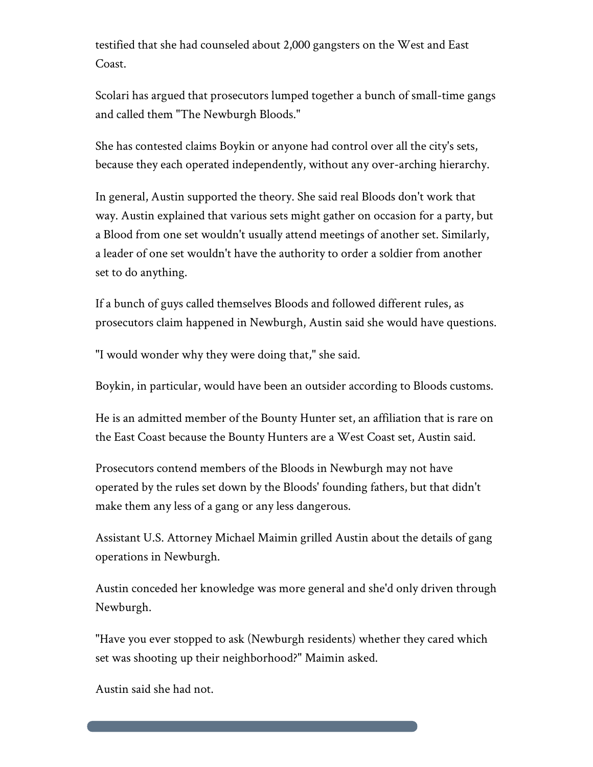testified that she had counseled about 2,000 gangsters on the West and East Coast.

Scolari has argued that prosecutors lumped together a bunch of small-time gangs and called them "The Newburgh Bloods."

She has contested claims Boykin or anyone had control over all the city's sets, because they each operated independently, without any over-arching hierarchy.

In general, Austin supported the theory. She said real Bloods don't work that way. Austin explained that various sets might gather on occasion for a party, but a Blood from one set wouldn't usually attend meetings of another set. Similarly, a leader of one set wouldn't have the authority to order a soldier from another set to do anything.

If a bunch of guys called themselves Bloods and followed different rules, as prosecutors claim happened in Newburgh, Austin said she would have questions.

"I would wonder why they were doing that," she said.

Boykin, in particular, would have been an outsider according to Bloods customs.

He is an admitted member of the Bounty Hunter set, an affiliation that is rare on the East Coast because the Bounty Hunters are a West Coast set, Austin said.

Prosecutors contend members of the Bloods in Newburgh may not have operated by the rules set down by the Bloods' founding fathers, but that didn't make them any less of a gang or any less dangerous.

Assistant U.S. Attorney Michael Maimin grilled Austin about the details of gang operations in Newburgh.

Austin conceded her knowledge was more general and she'd only driven through Newburgh.

"Have you ever stopped to ask (Newburgh residents) whether they cared which set was shooting up their neighborhood?" Maimin asked.

Austin said she had not.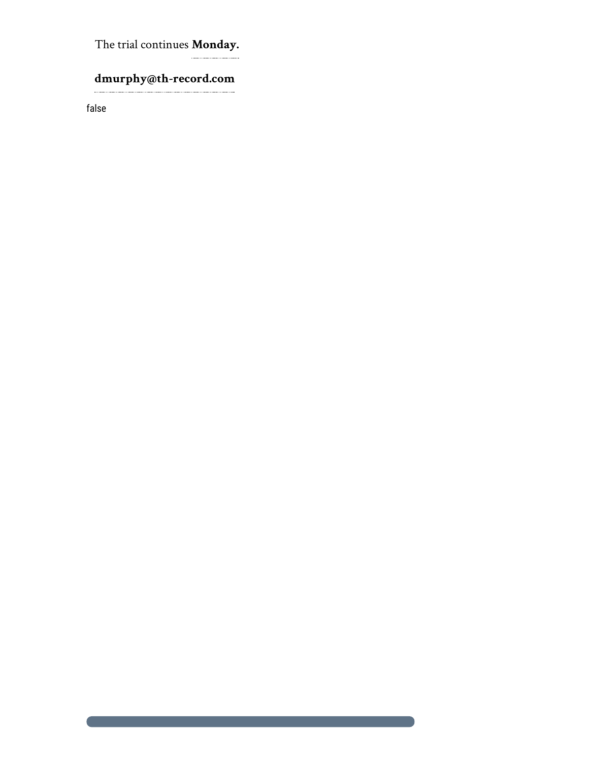The trial continues **Monday.**

**dmurphy@th-record.com**

false